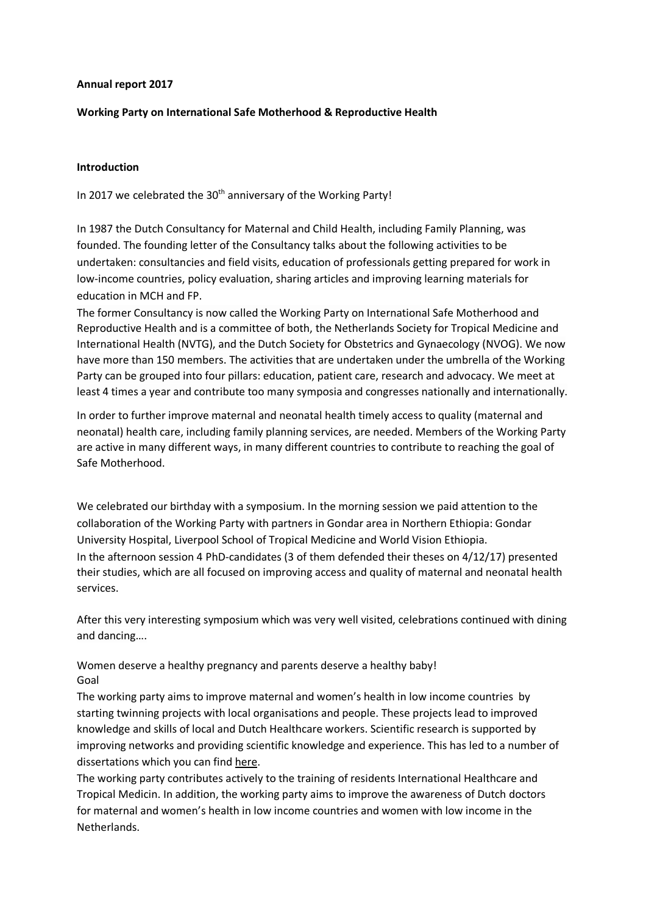**Annual report 2017**

**Working Party on International Safe Motherhood & Reproductive Health**

**Introduction**

In 2017 we celebrated the 30th anniversary of the Working Party!

In 1987 the Dutch Consultancy for Maternal and Child Health, including Family Planning, was founded. The founding letter of the Consultancy talks about the following activities to be undertaken: consultancies and field visits, education of professionals getting prepared for work in low-income countries, policy evaluation, sharing articles and improving learning materials for education in MCH and FP.

The former Consultancy is now called the Working Party on International Safe Motherhood and Reproductive Health and is a committee of both, the Netherlands Society for Tropical Medicine and International Health (NVTG), and the Dutch Society for Obstetrics and Gynaecology (NVOG). We now have more than 150 members. The activities that are undertaken under the umbrella of the Working Party can be grouped into four pillars: education, patient care, research and advocacy. We meet at least 4 times a year and contribute too many symposia and congresses nationally and internationally.

In order to further improve maternal and neonatal health timely access to quality (maternal and neonatal) health care, including family planning services, are needed. Members of the Working Party are active in many different ways, in many different countries to contribute to reaching the goal of Safe Motherhood.

We celebrated our birthday with a symposium. In the morning session we paid attention to the collaboration of the Working Party with partners in Gondar area in Northern Ethiopia: Gondar University Hospital, Liverpool School of Tropical Medicine and World Vision Ethiopia.

In the afternoon session 4 PhD-candidates (3 of them defended their theses on 4/12/17) presented their studies, which are all focused on improving access and quality of maternal and neonatal health services.

After this very interesting symposium which was very well visited, celebrations continued with dining and dancing….

Women deserve a healthy pregnancy and parents deserve a healthy baby!

Goal

The working party aims to improve maternal and women's health in low income countries by starting twinning projects with local organisations and people. These projects lead to improved knowledge and skills of local and Dutch Healthcare workers. Scientific research is supported by improving networks and providing scientific knowledge and experience. This has led to a number of dissertations which you can find here.

The working party contributes actively to the training of residents International Healthcare and Tropical Medicin. In addition, the working party aims to improve the awareness of Dutch doctors for maternal and women's health in low income countries and women with low income in the Netherlands.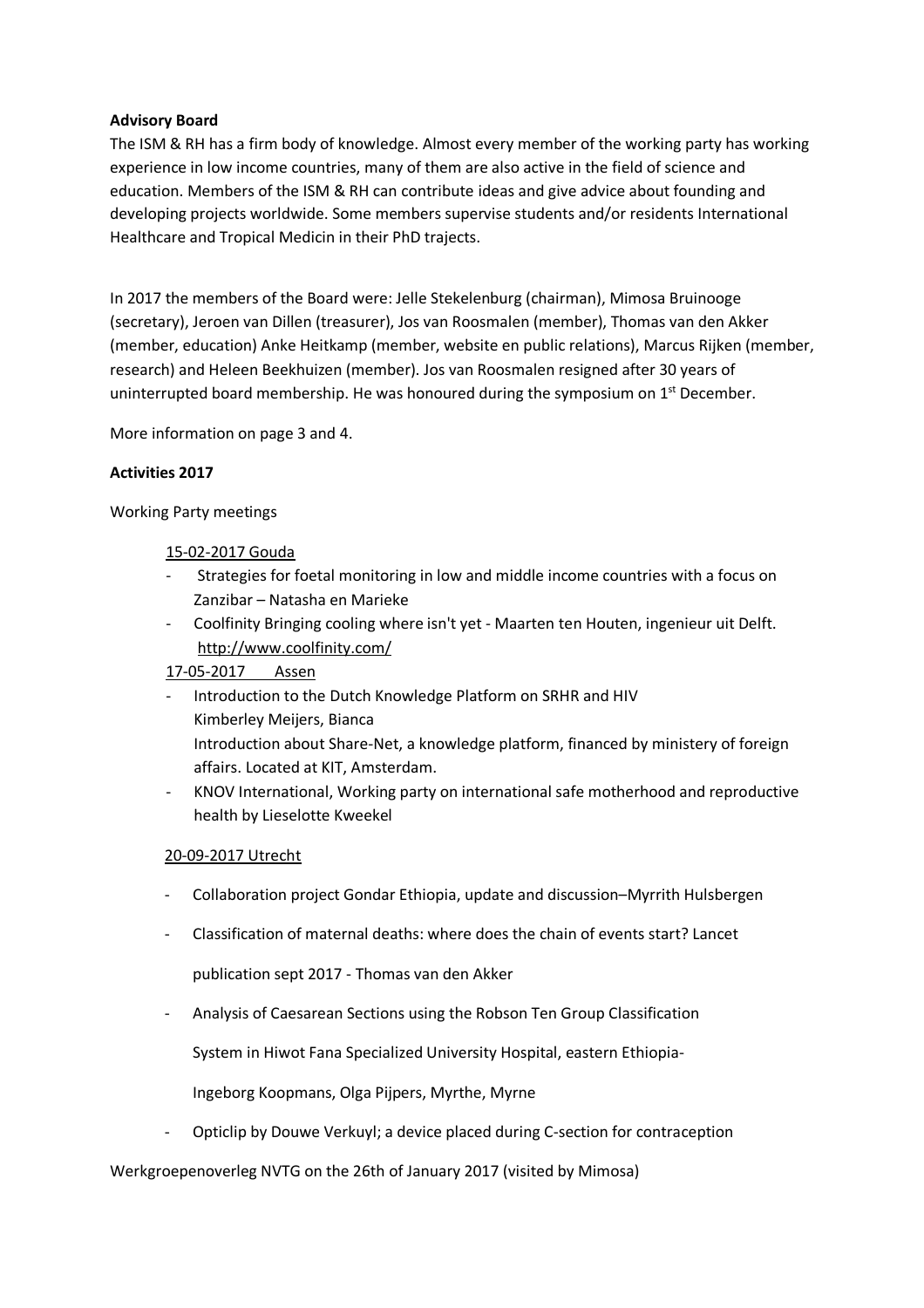**Advisory Board**

The ISM & RH has a firm body of knowledge. Almost every member of the working party has working experience in low income countries, many of them are also active in the field of science and education. Members of the ISM & RH can contribute ideas and give advice about founding and developing projects worldwide. Some members supervise students and/or residents International Healthcare and Tropical Medicin in their PhD trajects.

In 2017 the members of the Board were: Jelle Stekelenburg (chairman), Mimosa Bruinooge (secretary), Jeroen van Dillen (treasurer), Jos van Roosmalen (member), Thomas van den Akker (member, education) Anke Heitkamp (member, website en public relations), Marcus Rijken (member, research) and Heleen Beekhuizen (member). Jos van Roosmalen resigned after 30 years of uninterrupted board membership. He was honoured during the symposium on 1st December.

More information on page 3 and 4.

**Activities 2017**

Working Party meetings

15-02-2017 Gouda

- Strategies for foetal monitoring in low and middle income countries with a focus on Zanzibar – Natasha en Marieke
- Coolfinity Bringing cooling where isn't yet - Maarten ten Houten, ingenieur uit Delft. http://www.coolfinity.com/

17-05-2017 Assen

- Introduction to the Dutch Knowledge Platform on SRHR and HIV
  Kimberley Meijers, Bianca
  Introduction about Share-Net, a knowledge platform, financed by ministery of foreign affairs. Located at KIT, Amsterdam.
- KNOV International, Working party on international safe motherhood and reproductive health by Lieselotte Kweekel

20-09-2017 Utrecht

- Collaboration project Gondar Ethiopia, update and discussion–Myrrith Hulsbergen
- Classification of maternal deaths: where does the chain of events start? Lancet publication sept 2017 - Thomas van den Akker
- Analysis of Caesarean Sections using the Robson Ten Group Classification System in Hiwot Fana Specialized University Hospital, eastern Ethiopia- Ingeborg Koopmans, Olga Pijpers, Myrthe, Myrne
- Opticlip by Douwe Verkuyl; a device placed during C-section for contraception

Werkgroepenoverleg NVTG on the 26th of January 2017 (visited by Mimosa)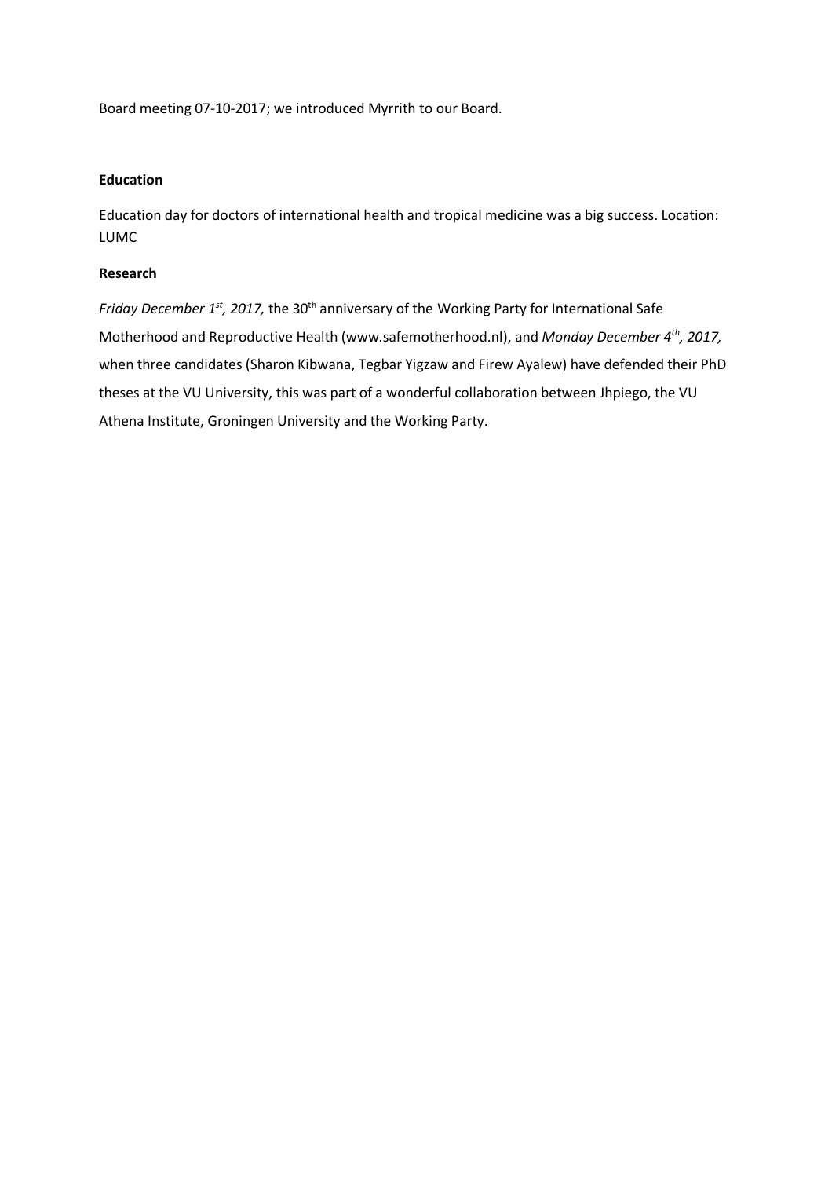Board meeting 07-10-2017; we introduced Myrrith to our Board.

**Education**

Education day for doctors of international health and tropical medicine was a big success. Location: LUMC

**Research**

*Friday December 1st, 2017,* the 30th anniversary of the Working Party for International Safe Motherhood and Reproductive Health (www.safemotherhood.nl), and *Monday December 4th, 2017,* when three candidates (Sharon Kibwana, Tegbar Yigzaw and Firew Ayalew) have defended their PhD theses at the VU University, this was part of a wonderful collaboration between Jhpiego, the VU Athena Institute, Groningen University and the Working Party.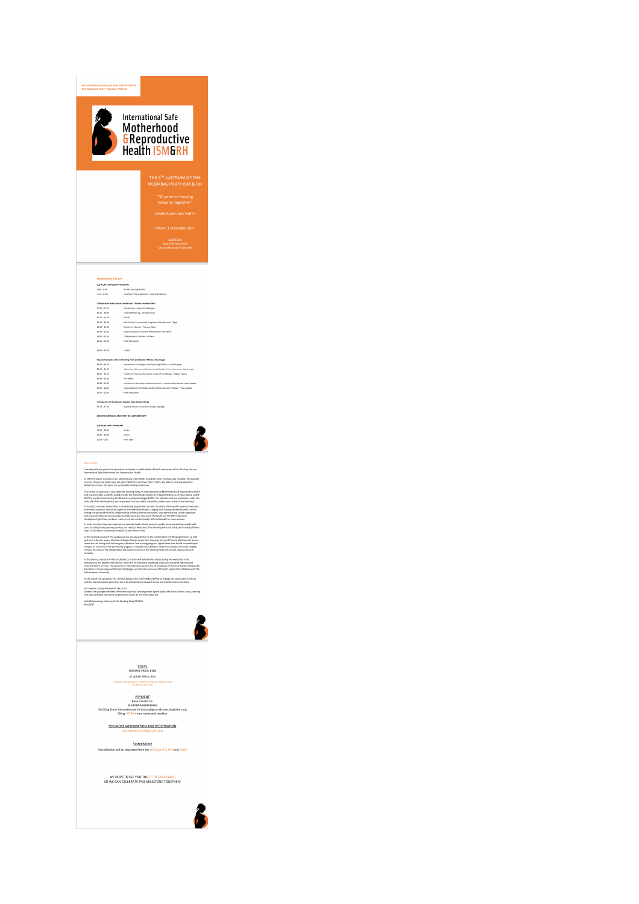THE SYMPOSIUM AND LUSTRUM COMMITTEE OF THE WORKING PARTY PROUDLY PRESENT:

# International Safe Motherhood & Reproductive Health ISM&RH

THE 6TH LUSTRUM OF THE WORKING PARTY ISM & RH

"30 years of moving forward, together"

SYMPOSIUM AND PARTY

FRIDAY, 1 DECEMBER 2017

LOCATION
Boerderij Mereveld
Mereveldseweg 9, Utrecht

## PROGRAM OF THE DAY

**LUSTRUM SYMPOSIUM PROGRAM**

| | |
|---|---|
| 9:00 – 9:45 | Arrival and registration |
| 9:45 – 10:00 | Opening of the Symposium – Jelle Stekelenburg |

**Collaboration with Gondar (moderator: Thomas van den Akker)**

| | |
|---|---|
| 10:00 – 10:15 | Introduction – Marrit Holdinga |
| 10:15 – 10:45 | LSS-EmOC training – Charles Ameh |
| 10:45 – 11:15 | PAUSE |
| 11:15 – 11:30 | World Vision's community program in Gondar area – Tigist |
| 11:30 – 11:45 | Research in Gondar – Marcus Rijken |
| 11:45 – 12:00 | Student projects – Mariëlle Meulenberg / Linda Barty |
| 12:00 – 12:30 | Collaboration in Gondar – Birhanu |
| 12:30 – 13:00 | Panel Discussion |
| 13:00 – 14:00 | LUNCH |

**Research projects and the Working Party (moderator: Mimosa Bruinooge)**

| | |
|---|---|
| 14:00 – 14:15 | Introduction of Jhpiego's work by Young NVTG or Linda Rogers |
| 14:15 – 14:35 | *Afghanistan: Maternal and Newborn Health Quality of Care Assessment* – Yeaode Gesse |
| 14:35 – 14:55 | Health work force performance; studies from Ethiopia – Fegtim Tigsew |
| 14:55 – 15:15 | TEA BREAK |
| 15:15 – 15:45 | *Effectiveness of task shifting of emergency obstetric care in Ethiopia* – Nasrin Mawani |
| 15:45 – 16:05 | Improving front-line health workers performance in Ethiopia – Fitsum Ayalew |
| 16:05 – 16:30 | Panel Discussion |

**Introduction of the keynote speaker (Jelle Stekelenburg)**

| | |
|---|---|
| 16:30 – 17:00 | Keynote lecture by Harshad Sanghvi (Jhpiego) |

**END OF SYMPOSIUM AND START OF LUSTRUM PARTY**

**LUSTRUM PARTY PROGRAM**

| | |
|---|---|
| 17:00 – 18:30 | Drinks |
| 18:30 – 20:00 | Dinner |
| 20:00 – 0:00 | Party night! |

Dear Guests,

I sincerely welcome you to the symposium and party to celebrate the thirtieth anniversary of the Working Party on International Safe Motherhood and Reproductive Health.

In 1987 the Dutch Consultancy for Maternal and Child Health, including Family Planning, was founded. The absolute number of maternal deaths was still above 500,000; more than 90% in LMIC. We did not yet know about the Millennium Project, let alone the Sustainable Development Goals.

The former Consultancy is now called the Working Party on International Safe Motherhood and Reproductive Health and is a committee under the board of both, the Netherlands Society for Tropical Medicine and International Health (NVTG), and the Dutch Society for Obstetrics and Gynaecology (NVOG). The activities that are undertaken under the umbrella of the Working Party can be grouped into four pillars: education, patient care, research and advocacy.

In the past 3 decades investments in accelerating programmes to meet the needs of the world's poorest have been extremely successful. Almost all targets of the Millennium Project, ranging from halving extreme poverty rates to halting the spread of HIV/AIDS and providing universal primary education, have been reached. Whilst significant reductions of maternal and neonatal mortality were also measured, the fourth and the fifth millennium development goal have not been reached and safe motherhood is still unattainable for many women.

In order to further improve maternal and neonatal health timely access to quality (maternal and neonatal) health care, including family planning services, are needed. Members of the Working Party are collectively in many different ways to contribute to reaching the goal of Safe Motherhood.

In the morning session of this symposium we will pay attention to the collaboration the Working Party set up with partners in Gondar area in Northern Ethiopia. Charles Ameh from Liverpool School of Tropical Medicine will lecture about the Life Saving Skills in Emergency Obstetric Care training program. Tigist Kisene from World Vision Ethiopia will give an overview of the community programs in Gondar area. Birhanu Abebe from Gondar University Hospital will give his views of the collaboration and Dutch members of the Working Party will present ongoing research activities.

In the afternoon session 4 PhD-candidates (2 of them will defend their theses during the week before the symposium!) will present their studies, which are all directed at improving access and quality of maternal and neonatal health services. The presenters in the afternoon session are all employees of the John Hopkins Institute for Education in Gynecology and Obstetrics (Jhpiego), an international non-profit health organization affiliated with the Johns Hopkins University.

At the end of the symposium Dr. Harshad Sanghvi, the Chief Medical Officer of Jhpiego will address the audience with his keynote lecture about the role of (implementation) research in low and middle income countries.

Is it time for a party afterwards? Yes, it is!!
Some of the younger members of the Working Party have organized a great party with drinks, dinner, music, dancing and most probably even some surprises that even I do not know about yet.

*Jelle Stekelenburg, chairman of the Working Party ISM&RH*
May 2017

**COSTS**
NORMAL PRICE: €100
STUDENT PRICE: €50

PRICES ARE INCLUDING BOTH THE SYMPOSIUM AND PARTY PROGRAM AND ALL DRINKS AND FOOD.

**PAYMENT**
Bank transfer to:
NL42ABNA0885316065
Stichting Steun Internationale Verloskundige en Gynaecologische zorg
Citing: WPTO + your name and function

**FOR MORE INFORMATION AND REGISTRATION**
secretariaat.wp@gmail.com

**Accreditation**
Accreditation will be requested from the NVOG, NVTG, NVK and KNOV.

WE HOPE TO SEE YOU THE 1ST OF DECEMBER,
SO WE CAN CELEBRATE THIS MILESTONE TOGETHER!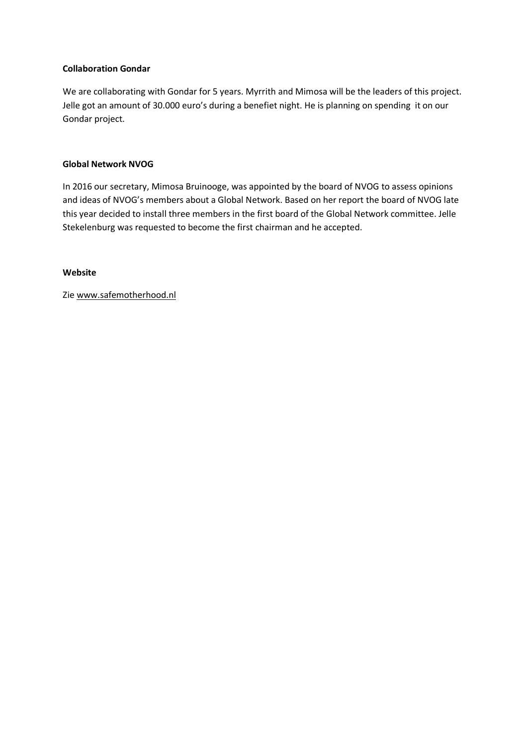**Collaboration Gondar**

We are collaborating with Gondar for 5 years. Myrrith and Mimosa will be the leaders of this project. Jelle got an amount of 30.000 euro's during a benefiet night. He is planning on spending  it on our Gondar project.

**Global Network NVOG**

In 2016 our secretary, Mimosa Bruinooge, was appointed by the board of NVOG to assess opinions and ideas of NVOG's members about a Global Network. Based on her report the board of NVOG late this year decided to install three members in the first board of the Global Network committee. Jelle Stekelenburg was requested to become the first chairman and he accepted.

**Website**

Zie www.safemotherhood.nl